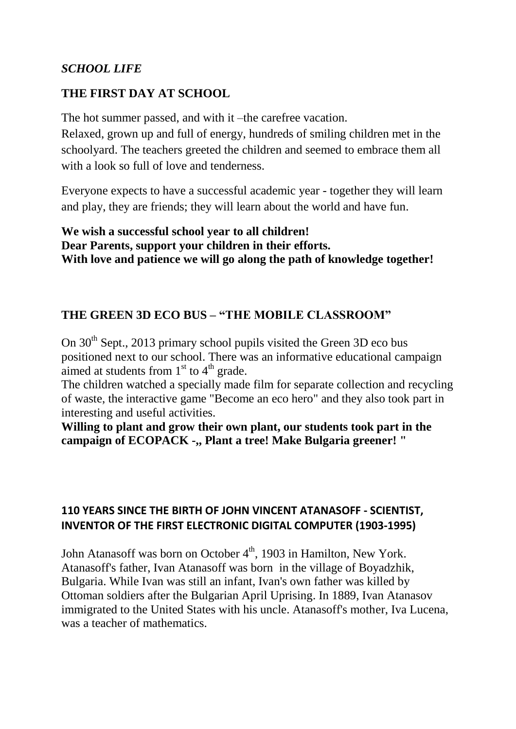*SCHOOL LIFE*

## THE FIRST DAY AT SCHOOL

The hot summer passed, and with it –the carefree vacation.
Relaxed, grown up and full of energy, hundreds of smiling children met in the schoolyard. The teachers greeted the children and seemed to embrace them all with a look so full of love and tenderness.

Everyone expects to have a successful academic year - together they will learn and play, they are friends; they will learn about the world and have fun.

**We wish a successful school year to all children!**
**Dear Parents, support your children in their efforts.**
**With love and patience we will go along the path of knowledge together!**

## THE GREEN 3D ECO BUS – "THE MOBILE CLASSROOM"

On 30th Sept., 2013 primary school pupils visited the Green 3D eco bus positioned next to our school. There was an informative educational campaign aimed at students from 1st to 4th grade.
The children watched a specially made film for separate collection and recycling of waste, the interactive game "Become an eco hero" and they also took part in interesting and useful activities.
**Willing to plant and grow their own plant, our students took part in the campaign of ECOPACK -„ Plant a tree! Make Bulgaria greener! "**

## 110 YEARS SINCE THE BIRTH OF JOHN VINCENT ATANASOFF - SCIENTIST, INVENTOR OF THE FIRST ELECTRONIC DIGITAL COMPUTER (1903-1995)

John Atanasoff was born on October 4th, 1903 in Hamilton, New York. Atanasoff's father, Ivan Atanasoff was born in the village of Boyadzhik, Bulgaria. While Ivan was still an infant, Ivan's own father was killed by Ottoman soldiers after the Bulgarian April Uprising. In 1889, Ivan Atanasov immigrated to the United States with his uncle. Atanasoff's mother, Iva Lucena, was a teacher of mathematics.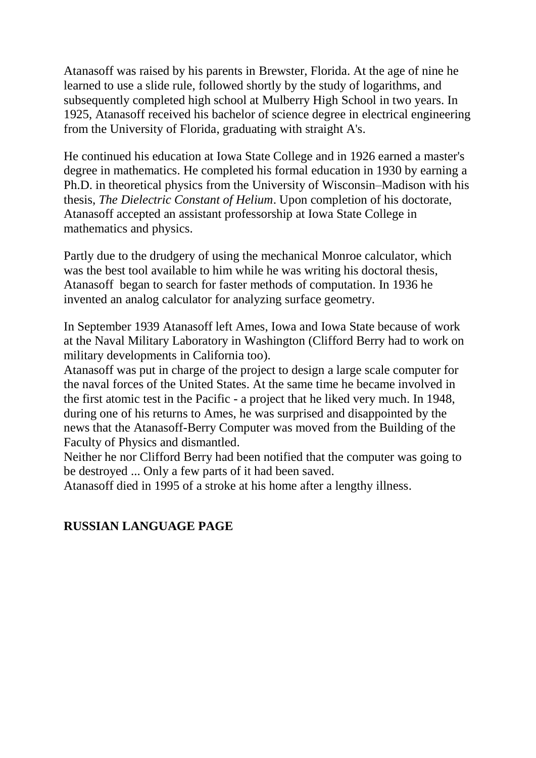Atanasoff was raised by his parents in Brewster, Florida. At the age of nine he learned to use a slide rule, followed shortly by the study of logarithms, and subsequently completed high school at Mulberry High School in two years. In 1925, Atanasoff received his bachelor of science degree in electrical engineering from the University of Florida, graduating with straight A's.

He continued his education at Iowa State College and in 1926 earned a master's degree in mathematics. He completed his formal education in 1930 by earning a Ph.D. in theoretical physics from the University of Wisconsin–Madison with his thesis, *The Dielectric Constant of Helium*. Upon completion of his doctorate, Atanasoff accepted an assistant professorship at Iowa State College in mathematics and physics.

Partly due to the drudgery of using the mechanical Monroe calculator, which was the best tool available to him while he was writing his doctoral thesis, Atanasoff began to search for faster methods of computation. In 1936 he invented an analog calculator for analyzing surface geometry.

In September 1939 Atanasoff left Ames, Iowa and Iowa State because of work at the Naval Military Laboratory in Washington (Clifford Berry had to work on military developments in California too).
Atanasoff was put in charge of the project to design a large scale computer for the naval forces of the United States. At the same time he became involved in the first atomic test in the Pacific - a project that he liked very much. In 1948, during one of his returns to Ames, he was surprised and disappointed by the news that the Atanasoff-Berry Computer was moved from the Building of the Faculty of Physics and dismantled.
Neither he nor Clifford Berry had been notified that the computer was going to be destroyed ... Only a few parts of it had been saved.
Atanasoff died in 1995 of a stroke at his home after a lengthy illness.

**RUSSIAN LANGUAGE PAGE**